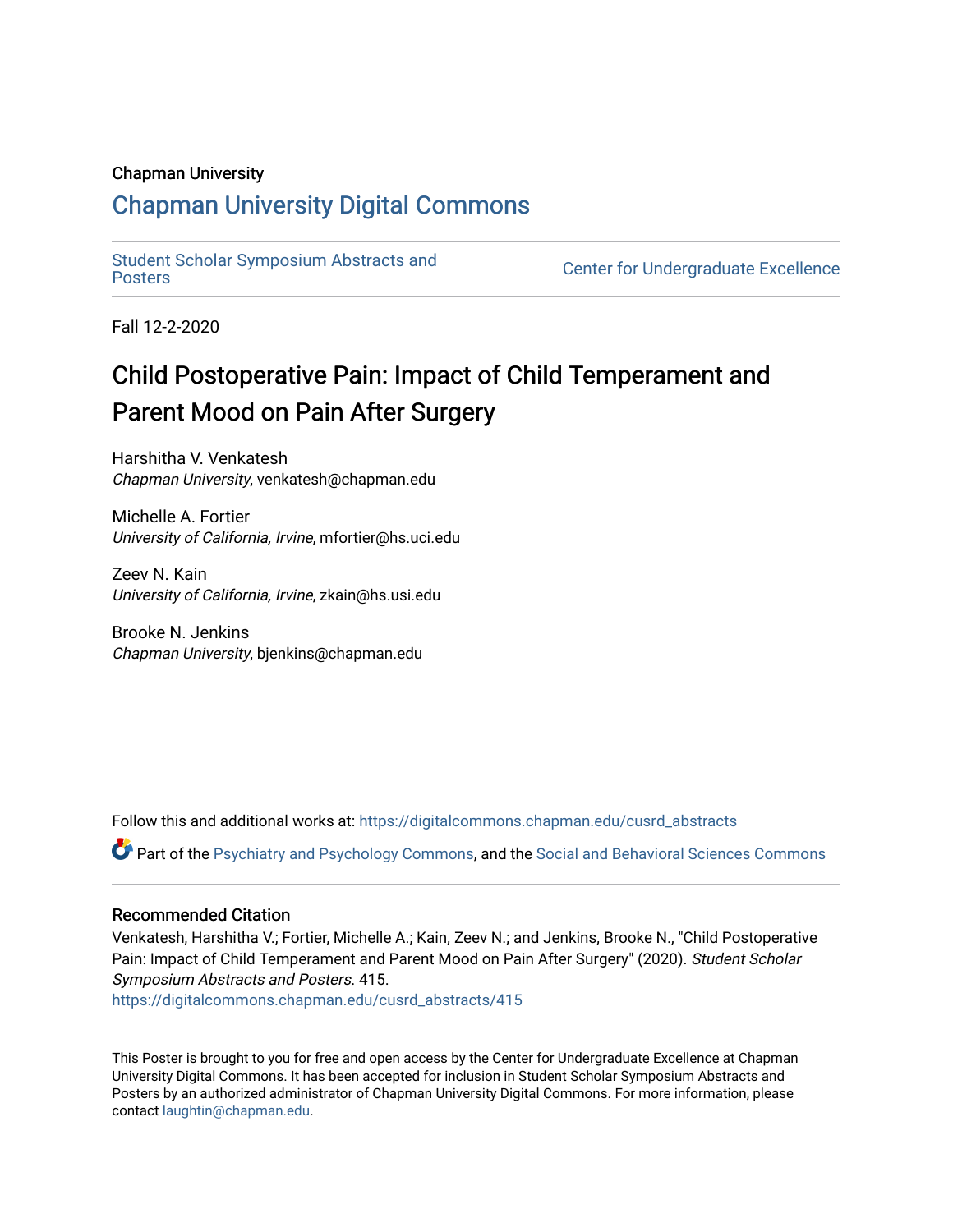Chapman University

## Chapman University Digital Commons

Student Scholar Symposium Abstracts and Posters

Center for Undergraduate Excellence

Fall 12-2-2020

# Child Postoperative Pain: Impact of Child Temperament and Parent Mood on Pain After Surgery

Harshitha V. Venkatesh
*Chapman University*, venkatesh@chapman.edu

Michelle A. Fortier
*University of California, Irvine*, mfortier@hs.uci.edu

Zeev N. Kain
*University of California, Irvine*, zkain@hs.usi.edu

Brooke N. Jenkins
*Chapman University*, bjenkins@chapman.edu

Follow this and additional works at: https://digitalcommons.chapman.edu/cusrd_abstracts

Part of the Psychiatry and Psychology Commons, and the Social and Behavioral Sciences Commons

### Recommended Citation

Venkatesh, Harshitha V.; Fortier, Michelle A.; Kain, Zeev N.; and Jenkins, Brooke N., "Child Postoperative Pain: Impact of Child Temperament and Parent Mood on Pain After Surgery" (2020). *Student Scholar Symposium Abstracts and Posters*. 415.
https://digitalcommons.chapman.edu/cusrd_abstracts/415

This Poster is brought to you for free and open access by the Center for Undergraduate Excellence at Chapman University Digital Commons. It has been accepted for inclusion in Student Scholar Symposium Abstracts and Posters by an authorized administrator of Chapman University Digital Commons. For more information, please contact laughtin@chapman.edu.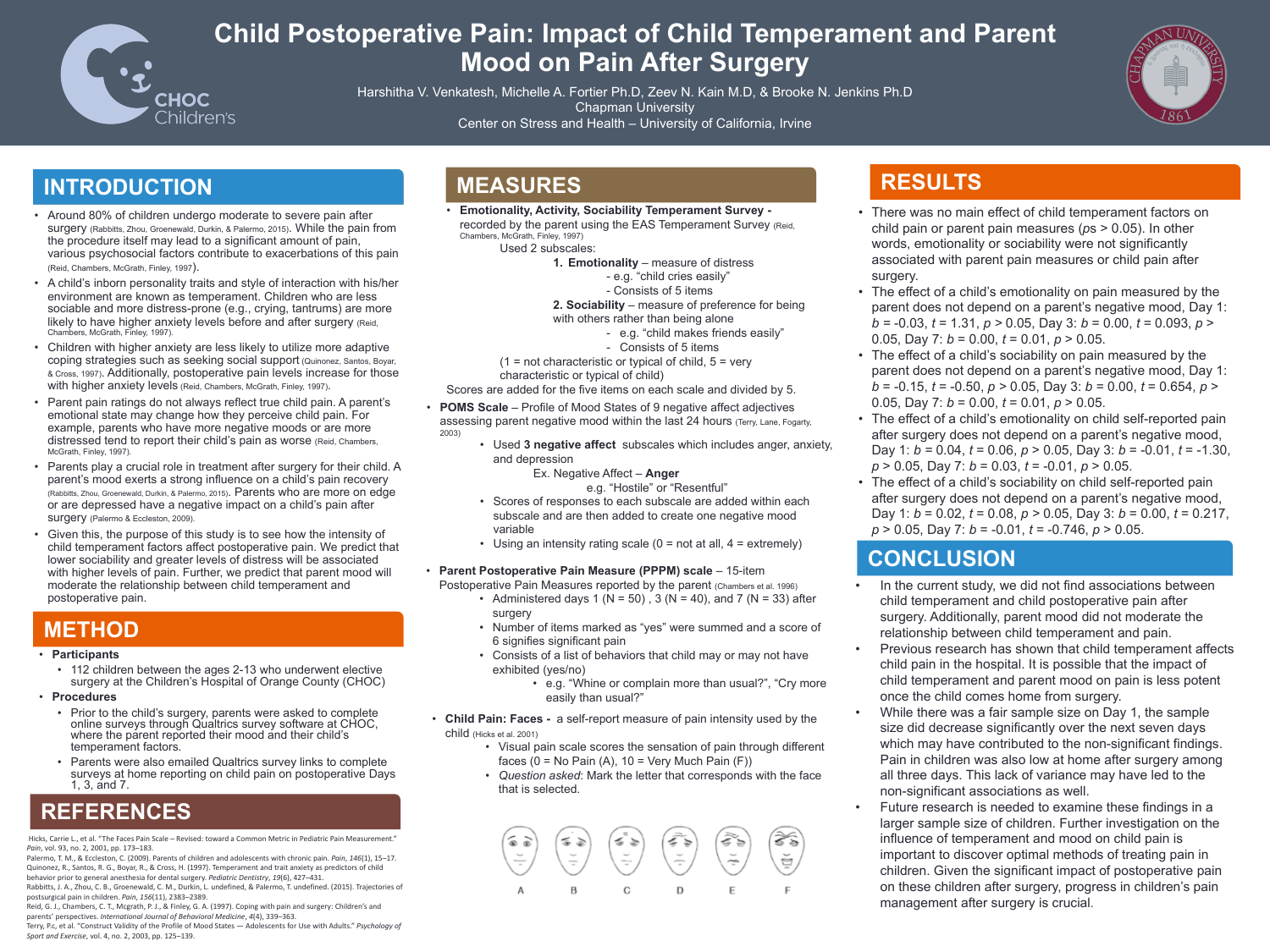# Child Postoperative Pain: Impact of Child Temperament and Parent Mood on Pain After Surgery

Harshitha V. Venkatesh, Michelle A. Fortier Ph.D., Zeev N. Kain M.D, & Brooke N. Jenkins Ph.D

Chapman University

Center on Stress and Health – University of California, Irvine

## INTRODUCTION

- Around 80% of children undergo moderate to severe pain after surgery (Rabbitts, Zhou, Groenewald, Durkin, & Palermo, 2015). While the pain from the procedure itself may lead to a significant amount of pain, various psychosocial factors contribute to exacerbations of this pain (Reid, Chambers, McGrath, Finley, 1997).
- A child's inborn personality traits and style of interaction with his/her environment are known as temperament. Children who are less sociable and more distress-prone (e.g., crying, tantrums) are more likely to have higher anxiety levels before and after surgery (Reid, Chambers, McGrath, Finley, 1997).
- Children with higher anxiety are less likely to utilize more adaptive coping strategies such as seeking social support (Quinonez, Santos, Boyar, & Cross, 1997). Additionally, postoperative pain levels increase for those with higher anxiety levels (Reid, Chambers, McGrath, Finley, 1997).
- Parent pain ratings do not always reflect true child pain. A parent's emotional state may change how they perceive child pain. For example, parents who have more negative moods or are more distressed tend to report their child's pain as worse (Reid, Chambers, McGrath, Finley, 1997).
- Parents play a crucial role in treatment after surgery for their child. A parent's mood exerts a strong influence on a child's pain recovery (Rabbitts, Zhou, Groenewald, Durkin, & Palermo, 2015). Parents who are more on edge or are depressed have a negative impact on a child's pain after surgery (Palermo & Eccleston, 2009).
- Given this, the purpose of this study is to see how the intensity of child temperament factors affect postoperative pain. We predict that lower sociability and greater levels of distress will be associated with higher levels of pain. Further, we predict that parent mood will moderate the relationship between child temperament and postoperative pain.

## METHOD

- **Participants**
  - 112 children between the ages 2-13 who underwent elective surgery at the Children's Hospital of Orange County (CHOC)
- **Procedures**
  - Prior to the child's surgery, parents were asked to complete online surveys through Qualtrics survey software at CHOC, where the parent reported their mood and their child's temperament factors.
  - Parents were also emailed Qualtrics survey links to complete surveys at home reporting on child pain on postoperative Days 1, 3, and 7.

## REFERENCES

Hicks, Carrie L., et al. "The Faces Pain Scale – Revised: toward a Common Metric in Pediatric Pain Measurement." *Pain*, vol. 93, no. 2, 2001, pp. 173–183.
Palermo, T. M., & Eccleston, C. (2009). Parents of children and adolescents with chronic pain. *Pain, 146*(1), 15–17.
Quinonez, R., Santos, R. G., Boyar, R., & Cross, H. (1997). Temperament and trait anxiety as predictors of child behavior prior to general anesthesia for dental surgery. *Pediatric Dentistry*, *19*(6), 427–431.
Rabbitts, J. A., Zhou, C. B., Groenewald, C. M., Durkin, L. undefined, & Palermo, T. undefined. (2015). Trajectories of postsurgical pain in children. *Pain, 156*(11), 2383–2389.
Reid, G. J., Chambers, C. T., Mcgrath, P. J., & Finley, G. A. (1997). Coping with pain and surgery: Children's and parents' perspectives. *International Journal of Behavioral Medicine*, *4*(4), 339–363.
Terry, P.c, et al. "Construct Validity of the Profile of Mood States — Adolescents for Use with Adults." *Psychology of Sport and Exercise*, vol. 4, no. 2, 2003, pp. 125–139.

## MEASURES

- **Emotionality, Activity, Sociability Temperament Survey -** recorded by the parent using the EAS Temperament Survey (Reid, Chambers, McGrath, Finley, 1997)
  
  Used 2 subscales:
  1. **Emotionality** – measure of distress
     - e.g. "child cries easily"
     - Consists of 5 items
  2. **Sociability** – measure of preference for being with others rather than being alone
     - e.g. "child makes friends easily"
     - Consists of 5 items

  (1 = not characteristic or typical of child, 5 = very characteristic or typical of child)

  Scores are added for the five items on each scale and divided by 5.
- **POMS Scale** – Profile of Mood States of 9 negative affect adjectives assessing parent negative mood within the last 24 hours (Terry, Lane, Fogarty, 2003)
  - Used **3 negative affect** subscales which includes anger, anxiety, and depression
    
    Ex. Negative Affect – **Anger**
    
    e.g. "Hostile" or "Resentful"
  - Scores of responses to each subscale are added within each subscale and are then added to create one negative mood variable
  - Using an intensity rating scale (0 = not at all, 4 = extremely)
- **Parent Postoperative Pain Measure (PPPM) scale** – 15-item Postoperative Pain Measures reported by the parent (Chambers et al. 1996)
  - Administered days 1 (N = 50) , 3 (N = 40), and 7 (N = 33) after surgery
  - Number of items marked as "yes" were summed and a score of 6 signifies significant pain
  - Consists of a list of behaviors that child may or may not have exhibited (yes/no)
    - e.g. "Whine or complain more than usual?", "Cry more easily than usual?"
- **Child Pain: Faces -** a self-report measure of pain intensity used by the child (Hicks et al. 2001)
  - Visual pain scale scores the sensation of pain through different faces (0 = No Pain (A), 10 = Very Much Pain (F))
  - *Question asked*: Mark the letter that corresponds with the face that is selected.

A B C D E F

## RESULTS

- There was no main effect of child temperament factors on child pain or parent pain measures (*ps* > 0.05). In other words, emotionality or sociability were not significantly associated with parent pain measures or child pain after surgery.
- The effect of a child's emotionality on pain measured by the parent does not depend on a parent's negative mood, Day 1: $b = -0.03$, $t = 1.31$, $p > 0.05$, Day 3: $b = 0.00$, $t = 0.093$, $p > 0.05$, Day 7: $b = 0.00$, $t = 0.01$, $p > 0.05$.
- The effect of a child's sociability on pain measured by the parent does not depend on a parent's negative mood, Day 1: $b = -0.15$, $t = -0.50$, $p > 0.05$, Day 3: $b = 0.00$, $t = 0.654$, $p > 0.05$, Day 7: $b = 0.00$, $t = 0.01$, $p > 0.05$.
- The effect of a child's emotionality on child self-reported pain after surgery does not depend on a parent's negative mood, Day 1: $b = 0.04$, $t = 0.06$, $p > 0.05$, Day 3: $b = -0.01$, $t = -1.30$, $p > 0.05$, Day 7: $b = 0.03$, $t = -0.01$, $p > 0.05$.
- The effect of a child's sociability on child self-reported pain after surgery does not depend on a parent's negative mood, Day 1: $b = 0.02$, $t = 0.08$, $p > 0.05$, Day 3: $b = 0.00$, $t = 0.217$, $p > 0.05$, Day 7: $b = -0.01$, $t = -0.746$, $p > 0.05$.

## CONCLUSION

- In the current study, we did not find associations between child temperament and child postoperative pain after surgery. Additionally, parent mood did not moderate the relationship between child temperament and pain.
- Previous research has shown that child temperament affects child pain in the hospital. It is possible that the impact of child temperament and parent mood on pain is less potent once the child comes home from surgery.
- While there was a fair sample size on Day 1, the sample size did decrease significantly over the next seven days which may have contributed to the non-significant findings. Pain in children was also low at home after surgery among all three days. This lack of variance may have led to the non-significant associations as well.
- Future research is needed to examine these findings in a larger sample size of children. Further investigation on the influence of temperament and mood on child pain is important to discover optimal methods of treating pain in children. Given the significant impact of postoperative pain on these children after surgery, progress in children's pain management after surgery is crucial.